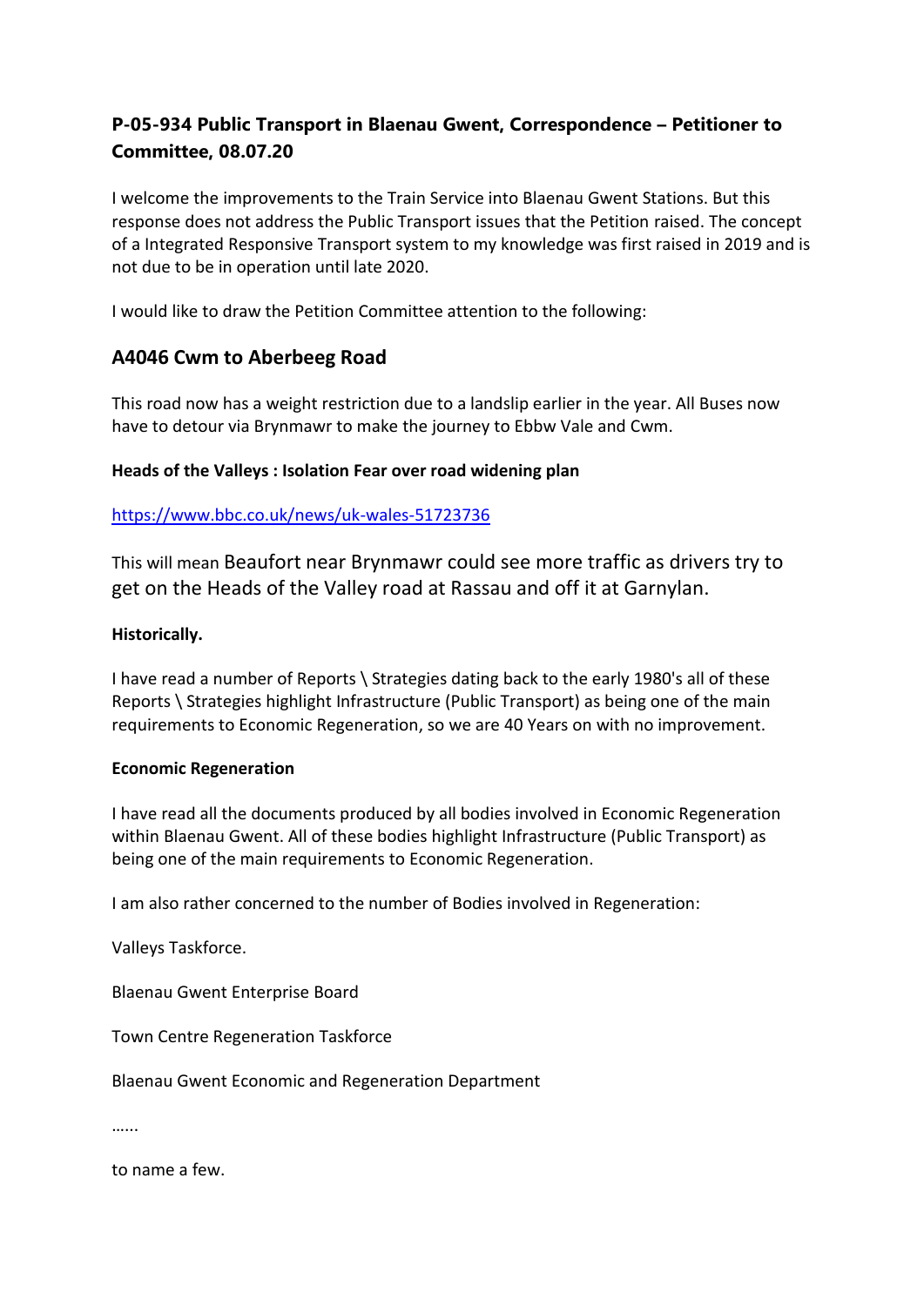## P-05-934 Public Transport in Blaenau Gwent, Correspondence – Petitioner to Committee, 08.07.20

I welcome the improvements to the Train Service into Blaenau Gwent Stations. But this response does not address the Public Transport issues that the Petition raised. The concept of a Integrated Responsive Transport system to my knowledge was first raised in 2019 and is not due to be in operation until late 2020.

I would like to draw the Petition Committee attention to the following:

### A4046 Cwm to Aberbeeg Road

This road now has a weight restriction due to a landslip earlier in the year. All Buses now have to detour via Brynmawr to make the journey to Ebbw Vale and Cwm.

**Heads of the Valleys : Isolation Fear over road widening plan**

https://www.bbc.co.uk/news/uk-wales-51723736

This will mean Beaufort near Brynmawr could see more traffic as drivers try to get on the Heads of the Valley road at Rassau and off it at Garnylan.

**Historically.**

I have read a number of Reports \ Strategies dating back to the early 1980's all of these Reports \ Strategies highlight Infrastructure (Public Transport) as being one of the main requirements to Economic Regeneration, so we are 40 Years on with no improvement.

**Economic Regeneration**

I have read all the documents produced by all bodies involved in Economic Regeneration within Blaenau Gwent. All of these bodies highlight Infrastructure (Public Transport) as being one of the main requirements to Economic Regeneration.

I am also rather concerned to the number of Bodies involved in Regeneration:

Valleys Taskforce.

Blaenau Gwent Enterprise Board

Town Centre Regeneration Taskforce

Blaenau Gwent Economic and Regeneration Department

......

to name a few.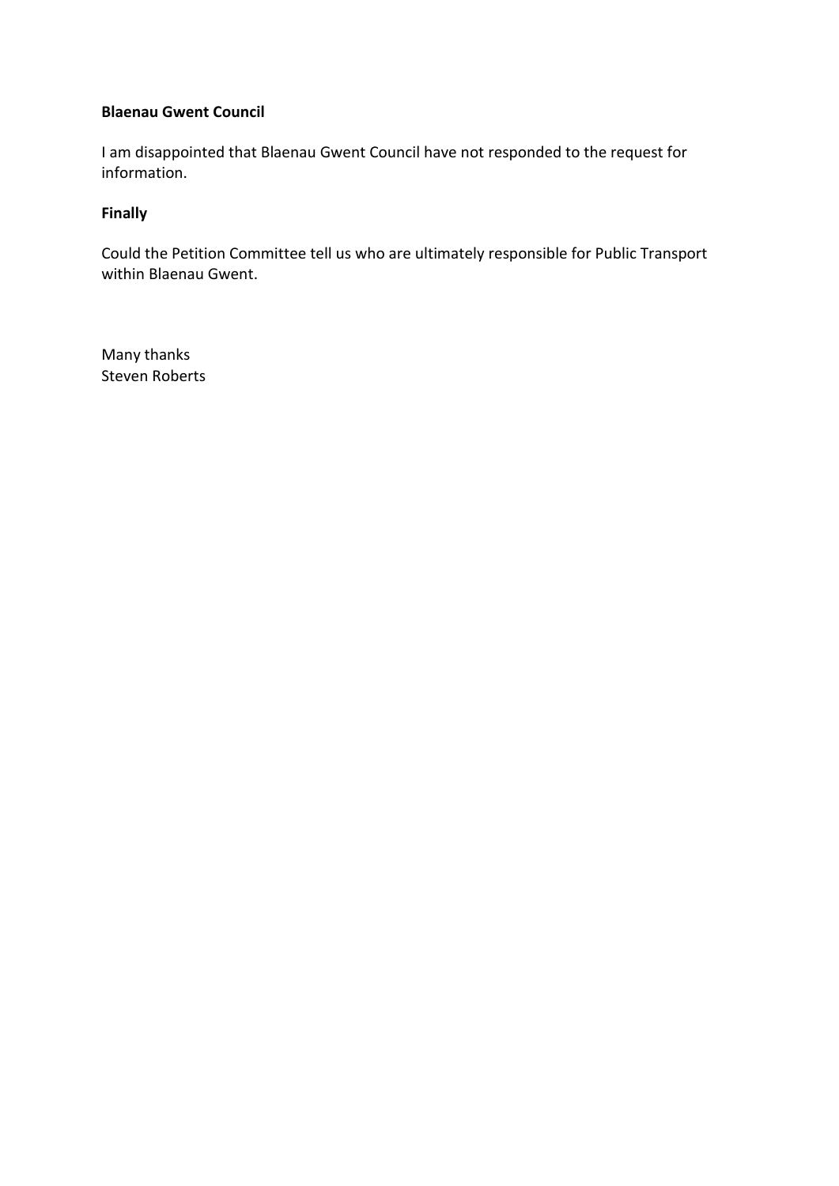**Blaenau Gwent Council**

I am disappointed that Blaenau Gwent Council have not responded to the request for information.

**Finally**

Could the Petition Committee tell us who are ultimately responsible for Public Transport within Blaenau Gwent.

Many thanks
Steven Roberts